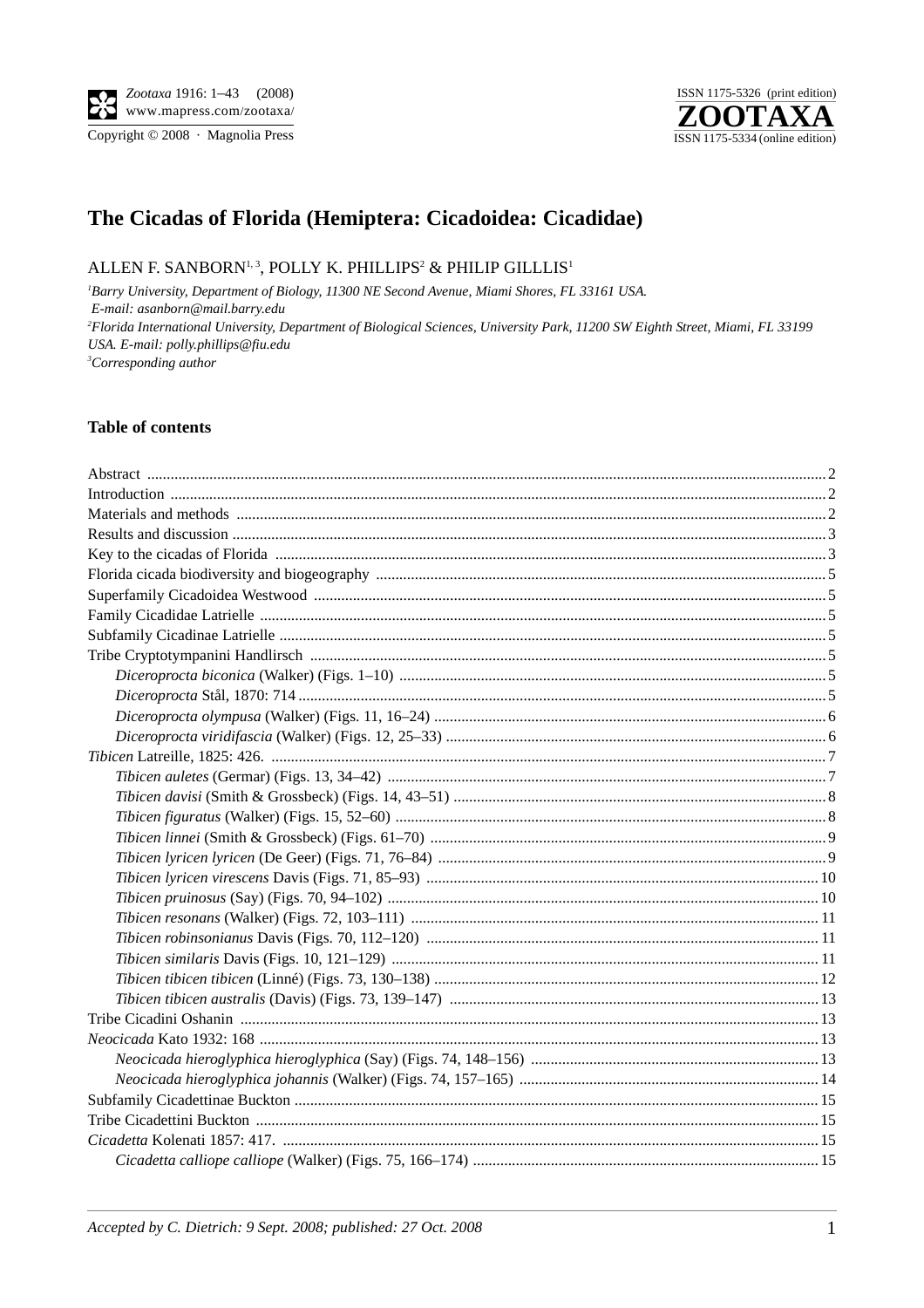# The Cicadas of Florida (Hemiptera: Cicadoidea: Cicadidae)

ALLEN F. SANBORN[1,3], POLLY K. PHILLIPS[2] & PHILIP GILLLIS[1]

[1]*Barry University, Department of Biology, 11300 NE Second Avenue, Miami Shores, FL 33161 USA. E-mail: asanborn@mail.barry.edu*

[2]*Florida International University, Department of Biological Sciences, University Park, 11200 SW Eighth Street, Miami, FL 33199 USA. E-mail: polly.phillips@fiu.edu*

[3]*Corresponding author*

## Table of contents

- Abstract ... 2
- Introduction ... 2
- Materials and methods ... 2
- Results and discussion ... 3
- Key to the cicadas of Florida ... 3
- Florida cicada biodiversity and biogeography ... 5
- Superfamily Cicadoidea Westwood ... 5
- Family Cicadidae Latrielle ... 5
- Subfamily Cicadinae Latrielle ... 5
- Tribe Cryptotympanini Handlirsch ... 5
  - *Diceroprocta biconica* (Walker) (Figs. 1–10) ... 5
  - *Diceroprocta* Stål, 1870: 714 ... 5
  - *Diceroprocta olympusa* (Walker) (Figs. 11, 16–24) ... 6
  - *Diceroprocta viridifascia* (Walker) (Figs. 12, 25–33) ... 6
- *Tibicen* Latreille, 1825: 426. ... 7
  - *Tibicen auletes* (Germar) (Figs. 13, 34–42) ... 7
  - *Tibicen davisi* (Smith & Grossbeck) (Figs. 14, 43–51) ... 8
  - *Tibicen figuratus* (Walker) (Figs. 15, 52–60) ... 8
  - *Tibicen linnei* (Smith & Grossbeck) (Figs. 61–70) ... 9
  - *Tibicen lyricen lyricen* (De Geer) (Figs. 71, 76–84) ... 9
  - *Tibicen lyricen virescens* Davis (Figs. 71, 85–93) ... 10
  - *Tibicen pruinosus* (Say) (Figs. 70, 94–102) ... 10
  - *Tibicen resonans* (Walker) (Figs. 72, 103–111) ... 11
  - *Tibicen robinsonianus* Davis (Figs. 70, 112–120) ... 11
  - *Tibicen similaris* Davis (Figs. 10, 121–129) ... 11
  - *Tibicen tibicen tibicen* (Linné) (Figs. 73, 130–138) ... 12
  - *Tibicen tibicen australis* (Davis) (Figs. 73, 139–147) ... 13
- Tribe Cicadini Oshanin ... 13
- *Neocicada* Kato 1932: 168 ... 13
  - *Neocicada hieroglyphica hieroglyphica* (Say) (Figs. 74, 148–156) ... 13
  - *Neocicada hieroglyphica johannis* (Walker) (Figs. 74, 157–165) ... 14
- Subfamily Cicadettinae Buckton ... 15
- Tribe Cicadettini Buckton ... 15
- *Cicadetta* Kolenati 1857: 417. ... 15
  - *Cicadetta calliope calliope* (Walker) (Figs. 75, 166–174) ... 15

*Accepted by C. Dietrich: 9 Sept. 2008; published: 27 Oct. 2008*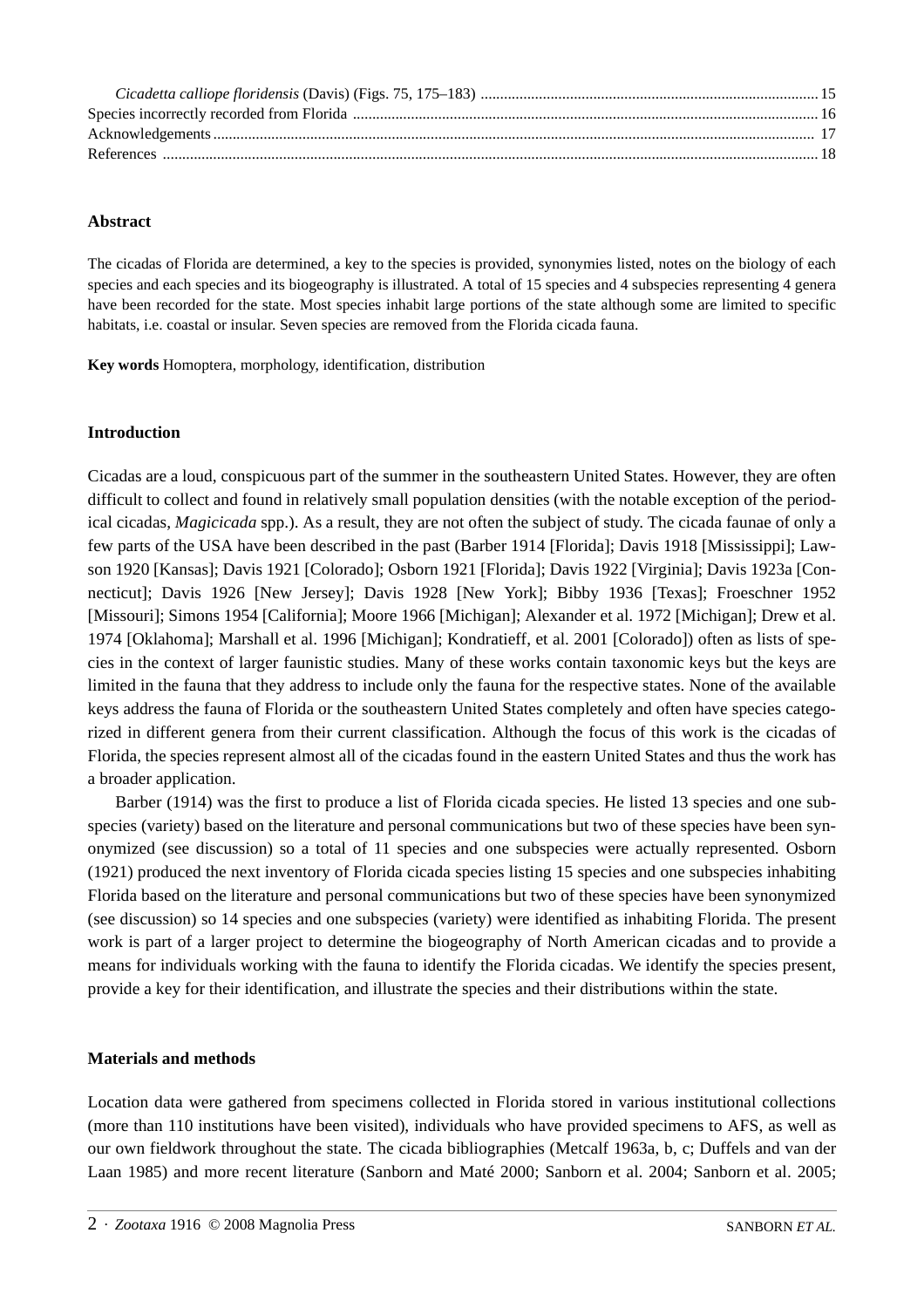*Cicadetta calliope floridensis* (Davis) (Figs. 75, 175–183) ........................................................................................ 15
Species incorrectly recorded from Florida ........................................................................................................................ 16
Acknowledgements ........................................................................................................................................................... 17
References ........................................................................................................................................................................ 18

## Abstract

The cicadas of Florida are determined, a key to the species is provided, synonymies listed, notes on the biology of each species and each species and its biogeography is illustrated. A total of 15 species and 4 subspecies representing 4 genera have been recorded for the state. Most species inhabit large portions of the state although some are limited to specific habitats, i.e. coastal or insular. Seven species are removed from the Florida cicada fauna.

**Key words** Homoptera, morphology, identification, distribution

## Introduction

Cicadas are a loud, conspicuous part of the summer in the southeastern United States. However, they are often difficult to collect and found in relatively small population densities (with the notable exception of the periodical cicadas, *Magicicada* spp.). As a result, they are not often the subject of study. The cicada faunae of only a few parts of the USA have been described in the past (Barber 1914 [Florida]; Davis 1918 [Mississippi]; Lawson 1920 [Kansas]; Davis 1921 [Colorado]; Osborn 1921 [Florida]; Davis 1922 [Virginia]; Davis 1923a [Connecticut]; Davis 1926 [New Jersey]; Davis 1928 [New York]; Bibby 1936 [Texas]; Froeschner 1952 [Missouri]; Simons 1954 [California]; Moore 1966 [Michigan]; Alexander et al. 1972 [Michigan]; Drew et al. 1974 [Oklahoma]; Marshall et al. 1996 [Michigan]; Kondratieff, et al. 2001 [Colorado]) often as lists of species in the context of larger faunistic studies. Many of these works contain taxonomic keys but the keys are limited in the fauna that they address to include only the fauna for the respective states. None of the available keys address the fauna of Florida or the southeastern United States completely and often have species categorized in different genera from their current classification. Although the focus of this work is the cicadas of Florida, the species represent almost all of the cicadas found in the eastern United States and thus the work has a broader application.

Barber (1914) was the first to produce a list of Florida cicada species. He listed 13 species and one subspecies (variety) based on the literature and personal communications but two of these species have been synonymized (see discussion) so a total of 11 species and one subspecies were actually represented. Osborn (1921) produced the next inventory of Florida cicada species listing 15 species and one subspecies inhabiting Florida based on the literature and personal communications but two of these species have been synonymized (see discussion) so 14 species and one subspecies (variety) were identified as inhabiting Florida. The present work is part of a larger project to determine the biogeography of North American cicadas and to provide a means for individuals working with the fauna to identify the Florida cicadas. We identify the species present, provide a key for their identification, and illustrate the species and their distributions within the state.

## Materials and methods

Location data were gathered from specimens collected in Florida stored in various institutional collections (more than 110 institutions have been visited), individuals who have provided specimens to AFS, as well as our own fieldwork throughout the state. The cicada bibliographies (Metcalf 1963a, b, c; Duffels and van der Laan 1985) and more recent literature (Sanborn and Maté 2000; Sanborn et al. 2004; Sanborn et al. 2005;